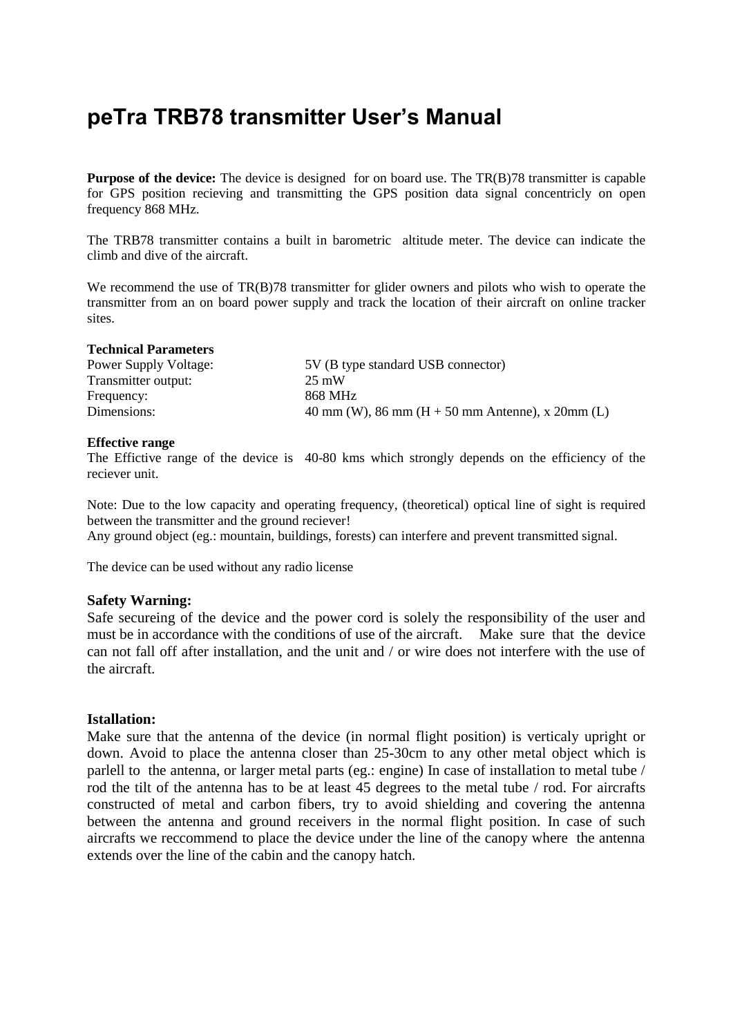# peTra TRB78 transmitter User's Manual

**Purpose of the device:** The device is designed for on board use. The TR(B)78 transmitter is capable for GPS position recieving and transmitting the GPS position data signal concentricly on open frequency 868 MHz.

The TRB78 transmitter contains a built in barometric altitude meter. The device can indicate the climb and dive of the aircraft.

We recommend the use of TR(B)78 transmitter for glider owners and pilots who wish to operate the transmitter from an on board power supply and track the location of their aircraft on online tracker sites.

**Technical Parameters**

| | |
|---|---|
| Power Supply Voltage: | 5V (B type standard USB connector) |
| Transmitter output: | 25 mW |
| Frequency: | 868 MHz |
| Dimensions: | 40 mm (W), 86 mm (H + 50 mm Antenne), x 20mm (L) |

**Effective range**

The Effictive range of the device is 40-80 kms which strongly depends on the efficiency of the reciever unit.

Note: Due to the low capacity and operating frequency, (theoretical) optical line of sight is required between the transmitter and the ground reciever!
Any ground object (eg.: mountain, buildings, forests) can interfere and prevent transmitted signal.

The device can be used without any radio license

### Safety Warning:

Safe secureing of the device and the power cord is solely the responsibility of the user and must be in accordance with the conditions of use of the aircraft. Make sure that the device can not fall off after installation, and the unit and / or wire does not interfere with the use of the aircraft.

### Istallation:

Make sure that the antenna of the device (in normal flight position) is verticaly upright or down. Avoid to place the antenna closer than 25-30cm to any other metal object which is parlell to the antenna, or larger metal parts (eg.: engine) In case of installation to metal tube / rod the tilt of the antenna has to be at least 45 degrees to the metal tube / rod. For aircrafts constructed of metal and carbon fibers, try to avoid shielding and covering the antenna between the antenna and ground receivers in the normal flight position. In case of such aircrafts we reccommend to place the device under the line of the canopy where the antenna extends over the line of the cabin and the canopy hatch.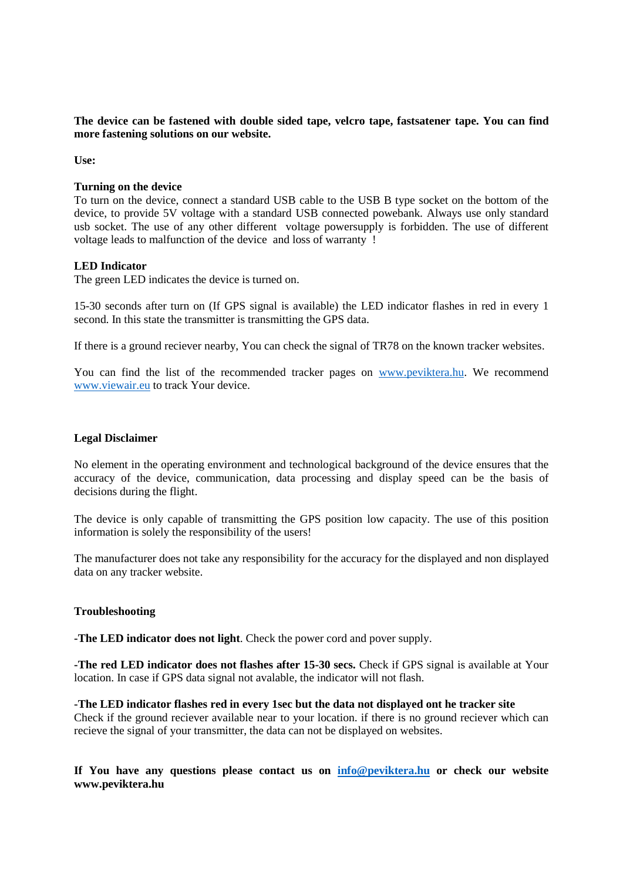**The device can be fastened with double sided tape, velcro tape, fastsatener tape. You can find more fastening solutions on our website.**

**Use:**

**Turning on the device**

To turn on the device, connect a standard USB cable to the USB B type socket on the bottom of the device, to provide 5V voltage with a standard USB connected powebank. Always use only standard usb socket. The use of any other different voltage powersupply is forbidden. The use of different voltage leads to malfunction of the device and loss of warranty !

**LED Indicator**

The green LED indicates the device is turned on.

15-30 seconds after turn on (If GPS signal is available) the LED indicator flashes in red in every 1 second. In this state the transmitter is transmitting the GPS data.

If there is a ground reciever nearby, You can check the signal of TR78 on the known tracker websites.

You can find the list of the recommended tracker pages on [www.peviktera.hu](www.peviktera.hu). We recommend [www.viewair.eu](www.viewair.eu) to track Your device.

**Legal Disclaimer**

No element in the operating environment and technological background of the device ensures that the accuracy of the device, communication, data processing and display speed can be the basis of decisions during the flight.

The device is only capable of transmitting the GPS position low capacity. The use of this position information is solely the responsibility of the users!

The manufacturer does not take any responsibility for the accuracy for the displayed and non displayed data on any tracker website.

**Troubleshooting**

**-The LED indicator does not light**. Check the power cord and pover supply.

**-The red LED indicator does not flashes after 15-30 secs.** Check if GPS signal is available at Your location. In case if GPS data signal not avalable, the indicator will not flash.

**-The LED indicator flashes red in every 1sec but the data not displayed ont he tracker site**
Check if the ground reciever available near to your location. if there is no ground reciever which can recieve the signal of your transmitter, the data can not be displayed on websites.

**If You have any questions please contact us on [info@peviktera.hu](mailto:info@peviktera.hu) or check our website www.peviktera.hu**